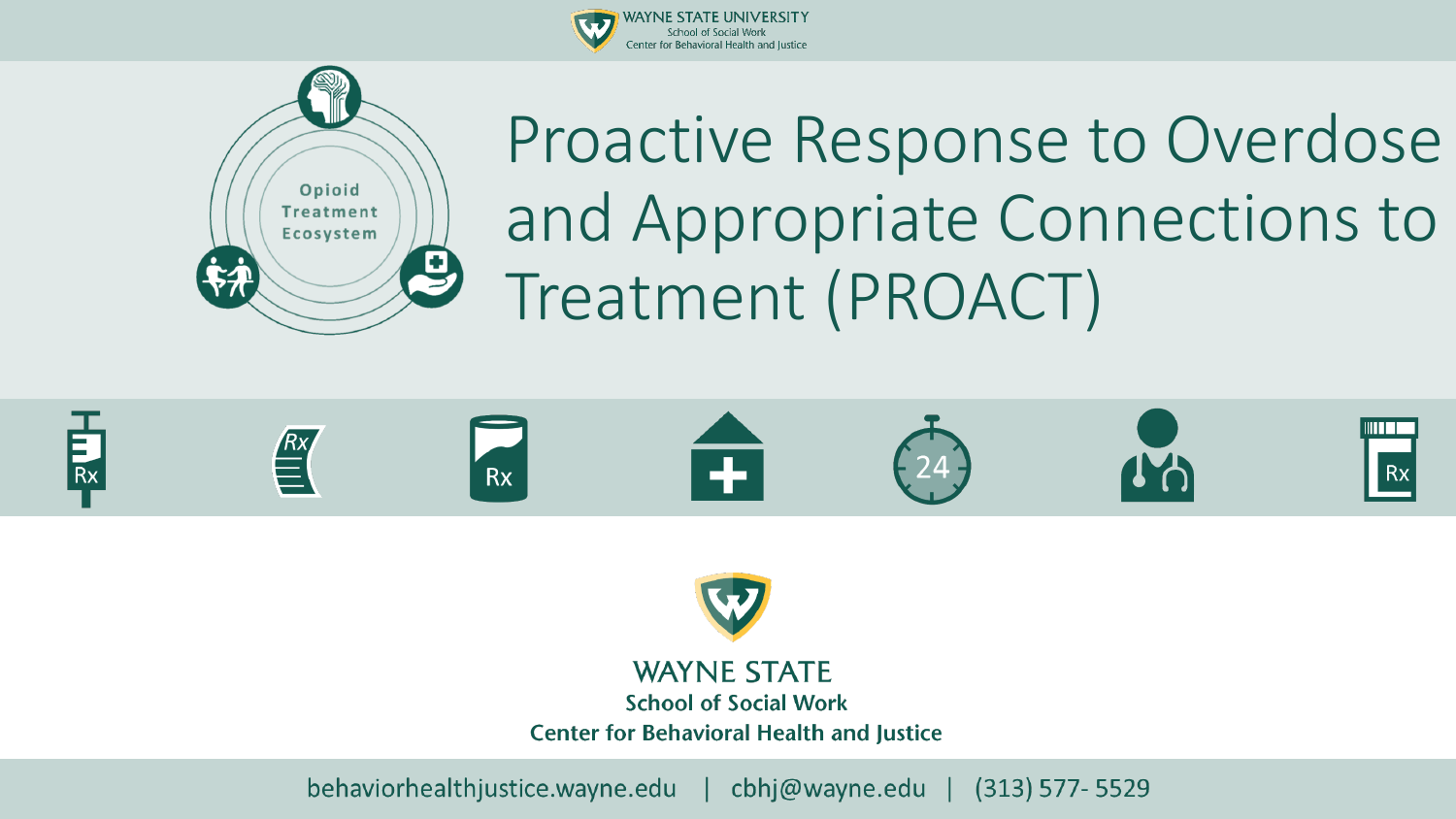WAYNE STATE UNIVERSITY
School of Social Work
Center for Behavioral Health and Justice

# Proactive Response to Overdose and Appropriate Connections to Treatment (PROACT)

Opioid Treatment Ecosystem

WAYNE STATE
School of Social Work
Center for Behavioral Health and Justice

behaviorhealthjustice.wayne.edu | cbhj@wayne.edu | (313) 577- 5529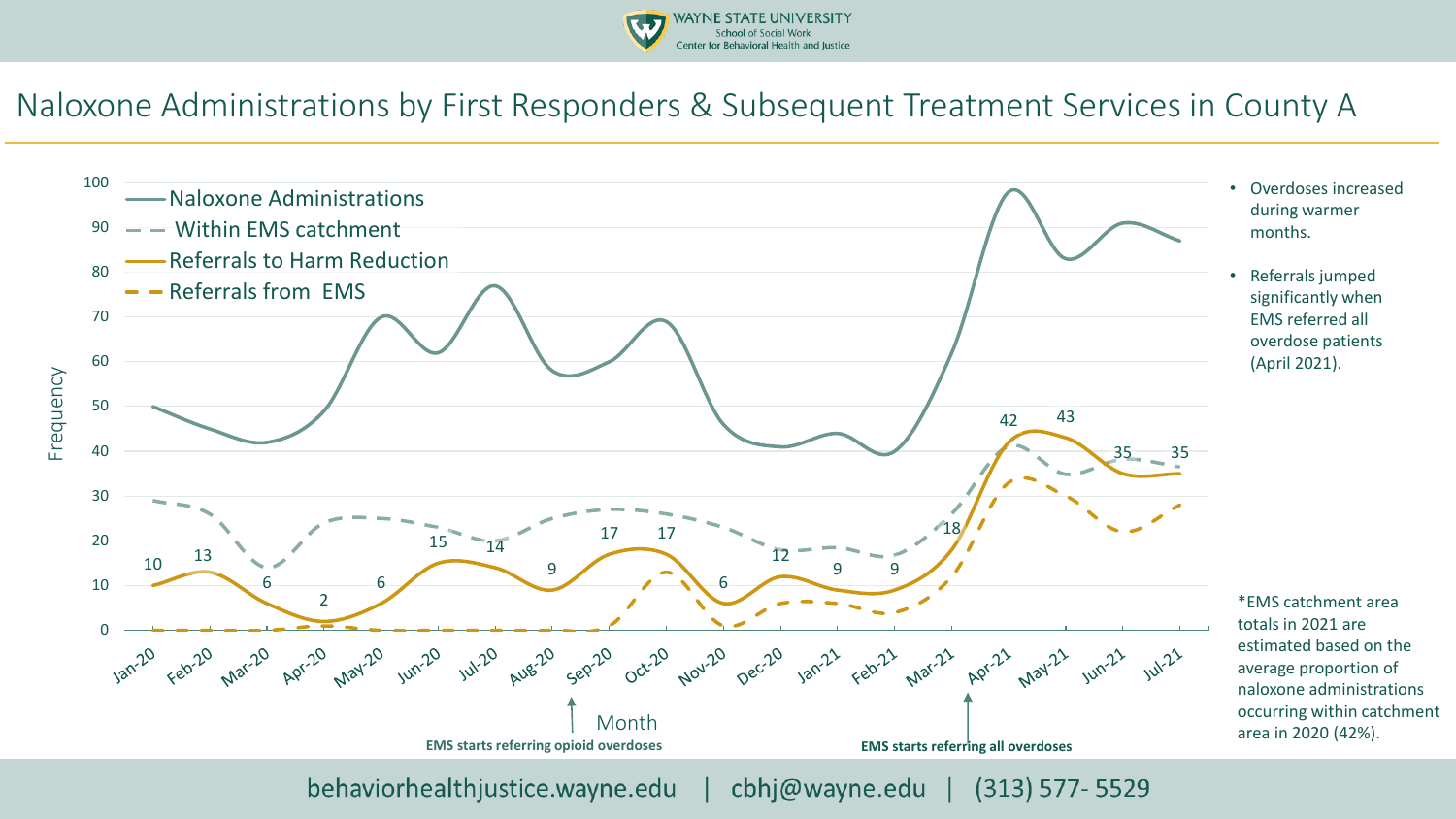# Naloxone Administrations by First Responders & Subsequent Treatment Services in County A

Legend:
- Naloxone Administrations
- Within EMS catchment
- Referrals to Harm Reduction
- Referrals from EMS

Frequency (y-axis: 0–100); Month (x-axis)

Referrals to Harm Reduction data labels:

| Month | Jan-20 | Feb-20 | Mar-20 | Apr-20 | May-20 | Jun-20 | Jul-20 | Aug-20 | Sep-20 | Oct-20 | Nov-20 | Dec-20 | Jan-21 | Feb-21 | Mar-21 | Apr-21 | May-21 | Jun-21 | Jul-21 |
|---|---|---|---|---|---|---|---|---|---|---|---|---|---|---|---|---|---|---|---|
| Referrals to Harm Reduction | 10 | 13 | 6 | 2 | 6 | 15 | 14 | 9 | 17 | 17 | 6 | 12 | 9 | 9 | 18 | 42 | 43 | 35 | 35 |

**EMS starts referring opioid overdoses** (Sep-20)

**EMS starts referring all overdoses** (Apr-21)

- Overdoses increased during warmer months.
- Referrals jumped significantly when EMS referred all overdose patients (April 2021).

*EMS catchment area totals in 2021 are estimated based on the average proportion of naloxone administrations occurring within catchment area in 2020 (42%).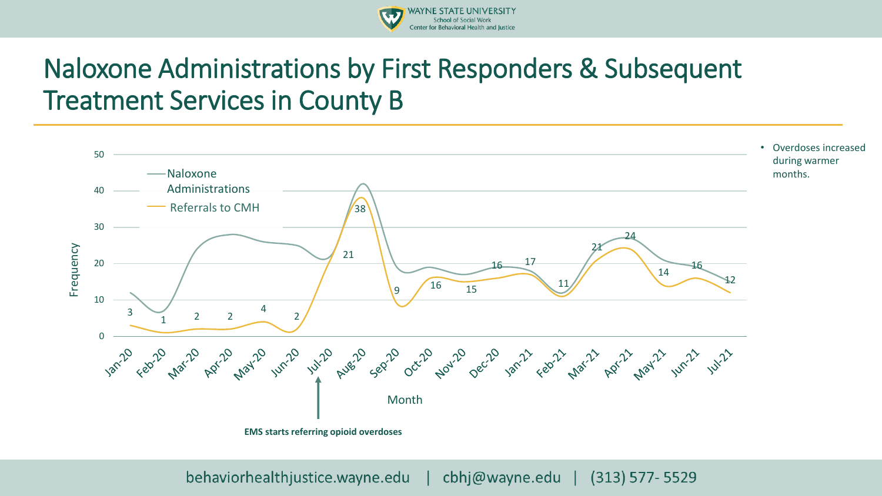# Naloxone Administrations by First Responders & Subsequent Treatment Services in County B

- Naloxone Administrations
- Referrals to CMH

Frequency

| Month | Referrals to CMH |
|---|---|
| Jan-20 | 3 |
| Feb-20 | 1 |
| Mar-20 | 2 |
| Apr-20 | 2 |
| May-20 | 4 |
| Jun-20 | 2 |
| Jul-20 | 21 |
| Aug-20 | 38 |
| Sep-20 | 9 |
| Oct-20 | 16 |
| Nov-20 | 15 |
| Dec-20 | 16 |
| Jan-21 | 17 |
| Feb-21 | 11 |
| Mar-21 | 21 |
| Apr-21 | 24 |
| May-21 | 14 |
| Jun-21 | 16 |
| Jul-21 | 12 |

Month

**EMS starts referring opioid overdoses**

- Overdoses increased during warmer months.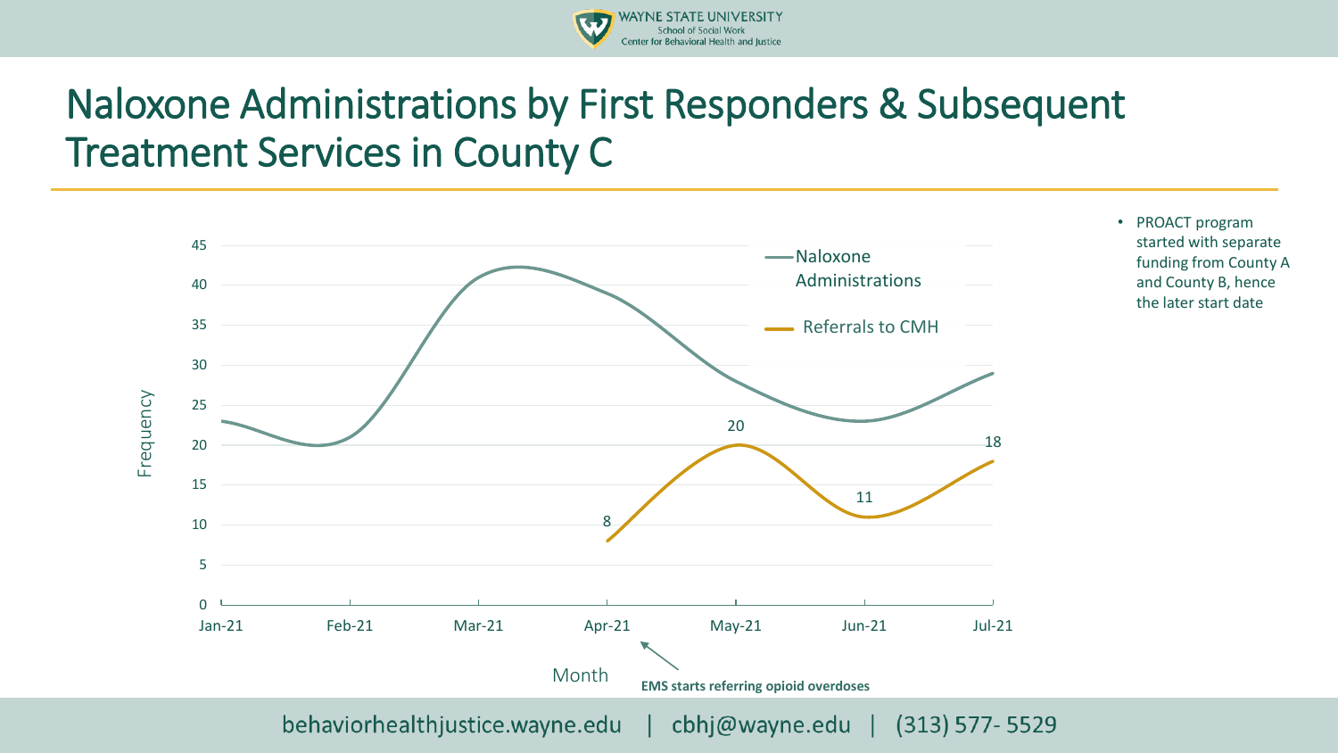# Naloxone Administrations by First Responders & Subsequent Treatment Services in County C

Frequency

Naloxone Administrations

Referrals to CMH

45
40
35
30
25
20
15
10
5
0

8
20
11
18

Jan-21 Feb-21 Mar-21 Apr-21 May-21 Jun-21 Jul-21

Month

**EMS starts referring opioid overdoses**

- PROACT program started with separate funding from County A and County B, hence the later start date

behaviorhealthjustice.wayne.edu | cbhj@wayne.edu | (313) 577- 5529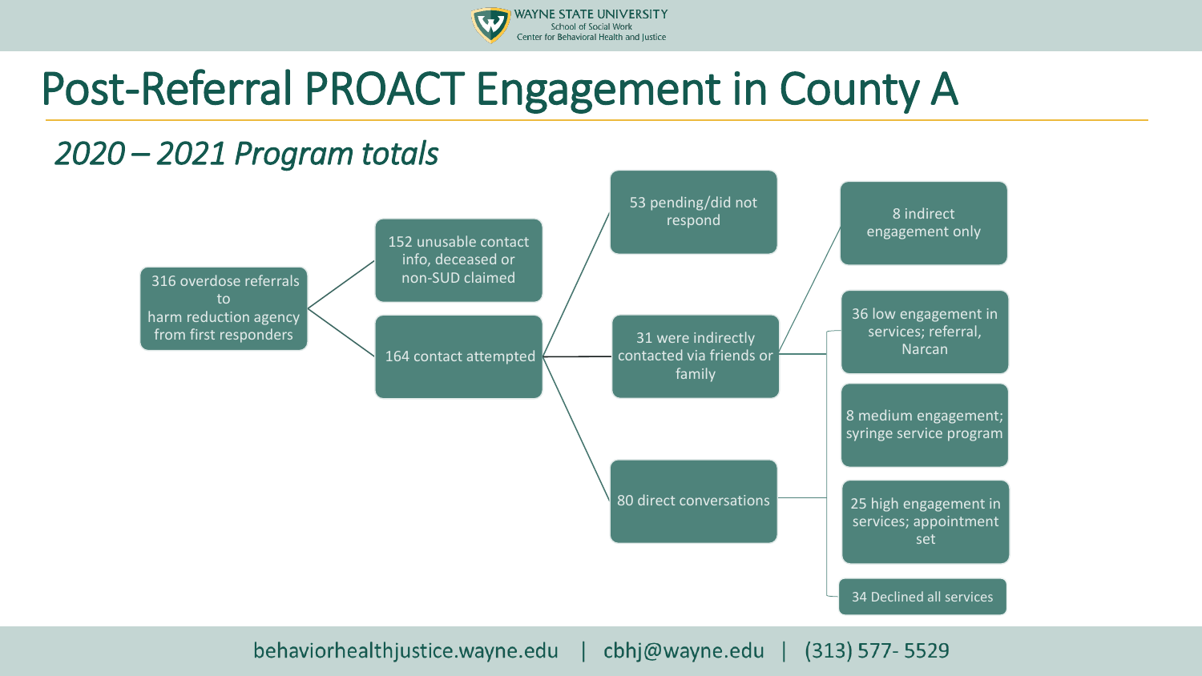# Post-Referral PROACT Engagement in County A

## *2020 – 2021 Program totals*

- 316 overdose referrals to harm reduction agency from first responders
  - 152 unusable contact info, deceased or non-SUD claimed
  - 164 contact attempted
    - 53 pending/did not respond
    - 31 were indirectly contacted via friends or family
      - 8 indirect engagement only
    - 80 direct conversations
      - 36 low engagement in services; referral, Narcan
      - 8 medium engagement; syringe service program
      - 25 high engagement in services; appointment set
      - 34 Declined all services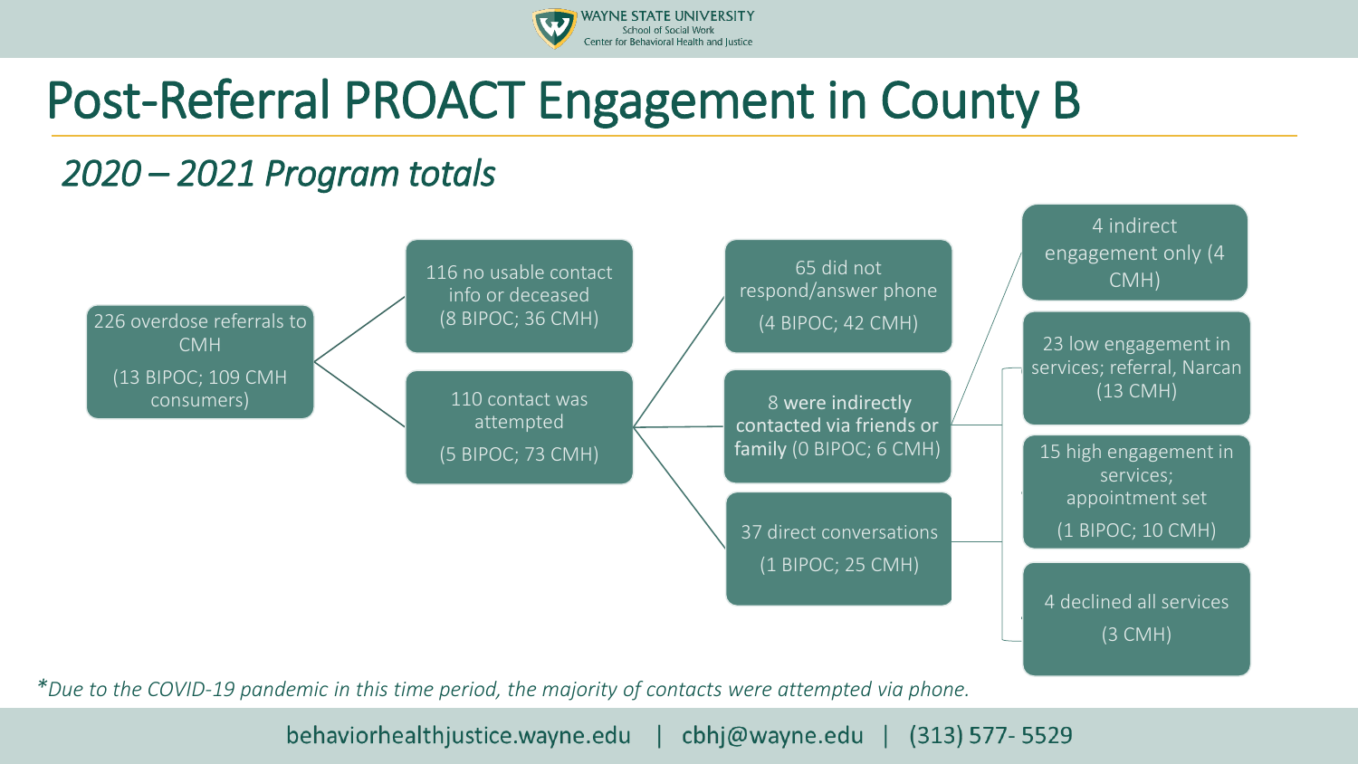# Post-Referral PROACT Engagement in County B

## *2020 – 2021 Program totals*

- 226 overdose referrals to CMH (13 BIPOC; 109 CMH consumers)
  - 116 no usable contact info or deceased (8 BIPOC; 36 CMH)
  - 110 contact was attempted (5 BIPOC; 73 CMH)
    - 65 did not respond/answer phone (4 BIPOC; 42 CMH)
    - 8 were indirectly contacted via friends or family (0 BIPOC; 6 CMH)
      - 4 indirect engagement only (4 CMH)
    - 37 direct conversations (1 BIPOC; 25 CMH)
      - 23 low engagement in services; referral, Narcan (13 CMH)
      - 15 high engagement in services; appointment set (1 BIPOC; 10 CMH)
      - 4 declined all services (3 CMH)

*\*Due to the COVID-19 pandemic in this time period, the majority of contacts were attempted via phone.*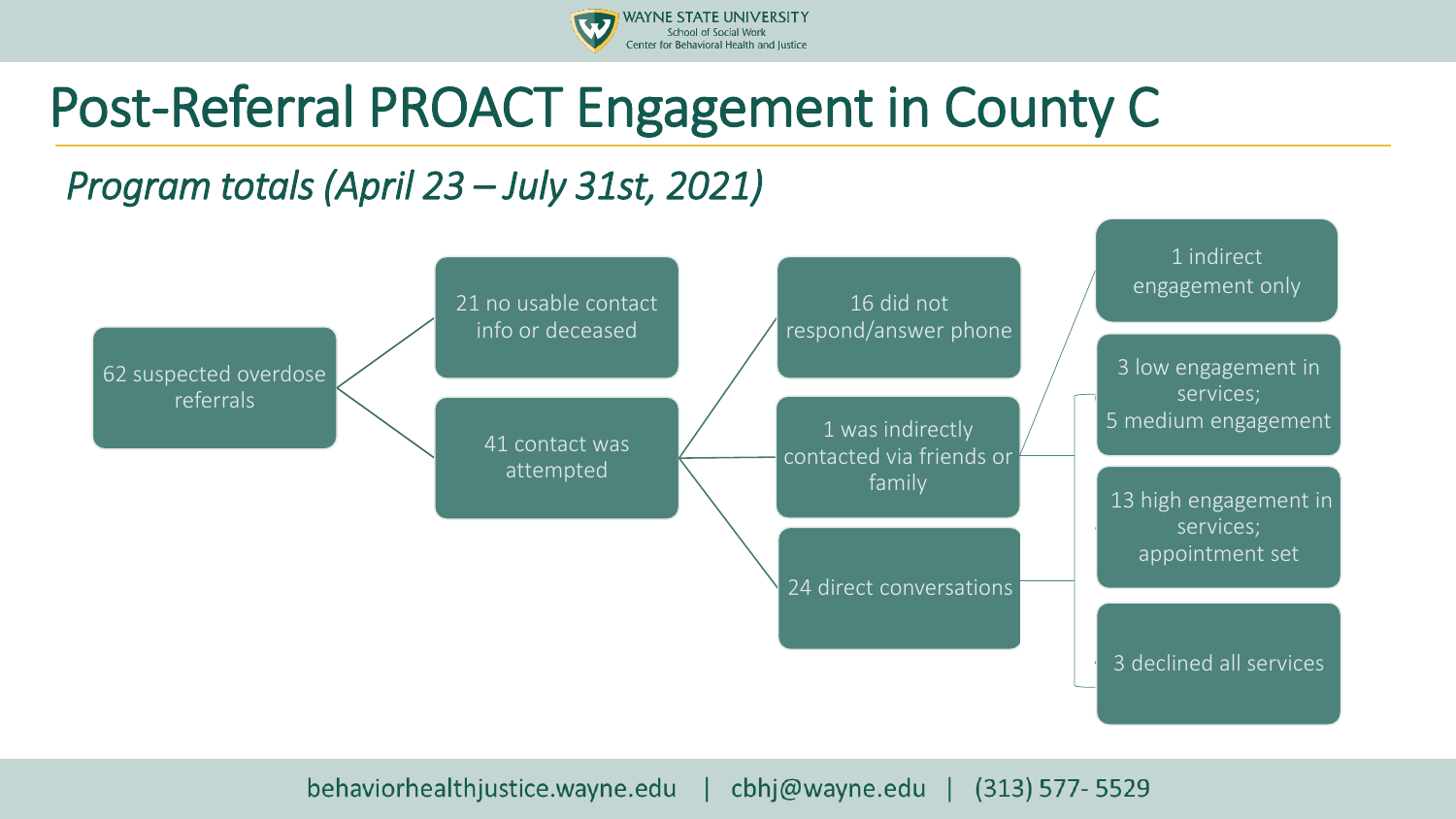# Post-Referral PROACT Engagement in County C

*Program totals (April 23 – July 31st, 2021)*

- 62 suspected overdose referrals
  - 21 no usable contact info or deceased
  - 41 contact was attempted
    - 16 did not respond/answer phone
    - 1 was indirectly contacted via friends or family
      - 1 indirect engagement only
    - 24 direct conversations
      - 3 low engagement in services; 5 medium engagement
      - 13 high engagement in services; appointment set
      - 3 declined all services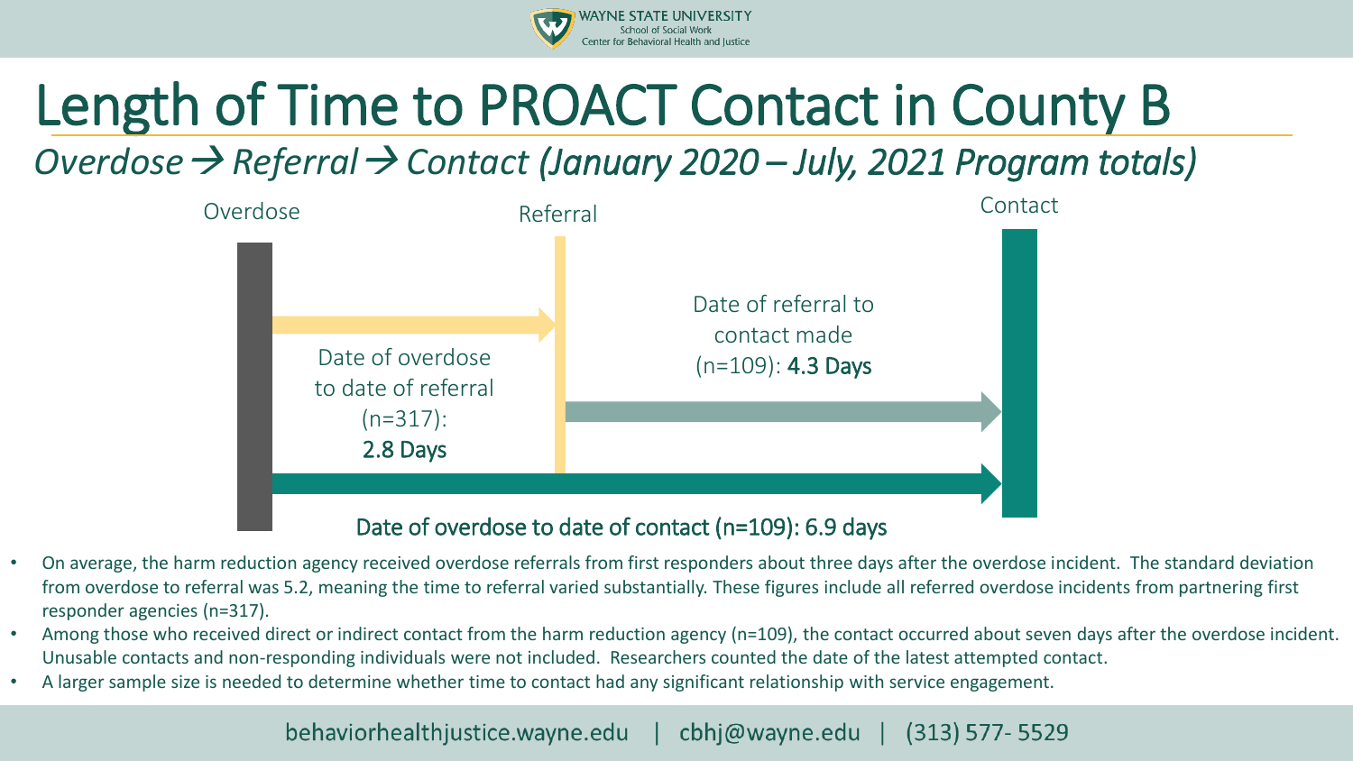# Length of Time to PROACT Contact in County B

*Overdose → Referral → Contact (January 2020 – July, 2021 Program totals)*

Overdose

Referral

Contact

Date of overdose to date of referral (n=317): **2.8 Days**

Date of referral to contact made (n=109): **4.3 Days**

Date of overdose to date of contact (n=109): 6.9 days

- On average, the harm reduction agency received overdose referrals from first responders about three days after the overdose incident. The standard deviation from overdose to referral was 5.2, meaning the time to referral varied substantially. These figures include all referred overdose incidents from partnering first responder agencies (n=317).
- Among those who received direct or indirect contact from the harm reduction agency (n=109), the contact occurred about seven days after the overdose incident. Unusable contacts and non-responding individuals were not included. Researchers counted the date of the latest attempted contact.
- A larger sample size is needed to determine whether time to contact had any significant relationship with service engagement.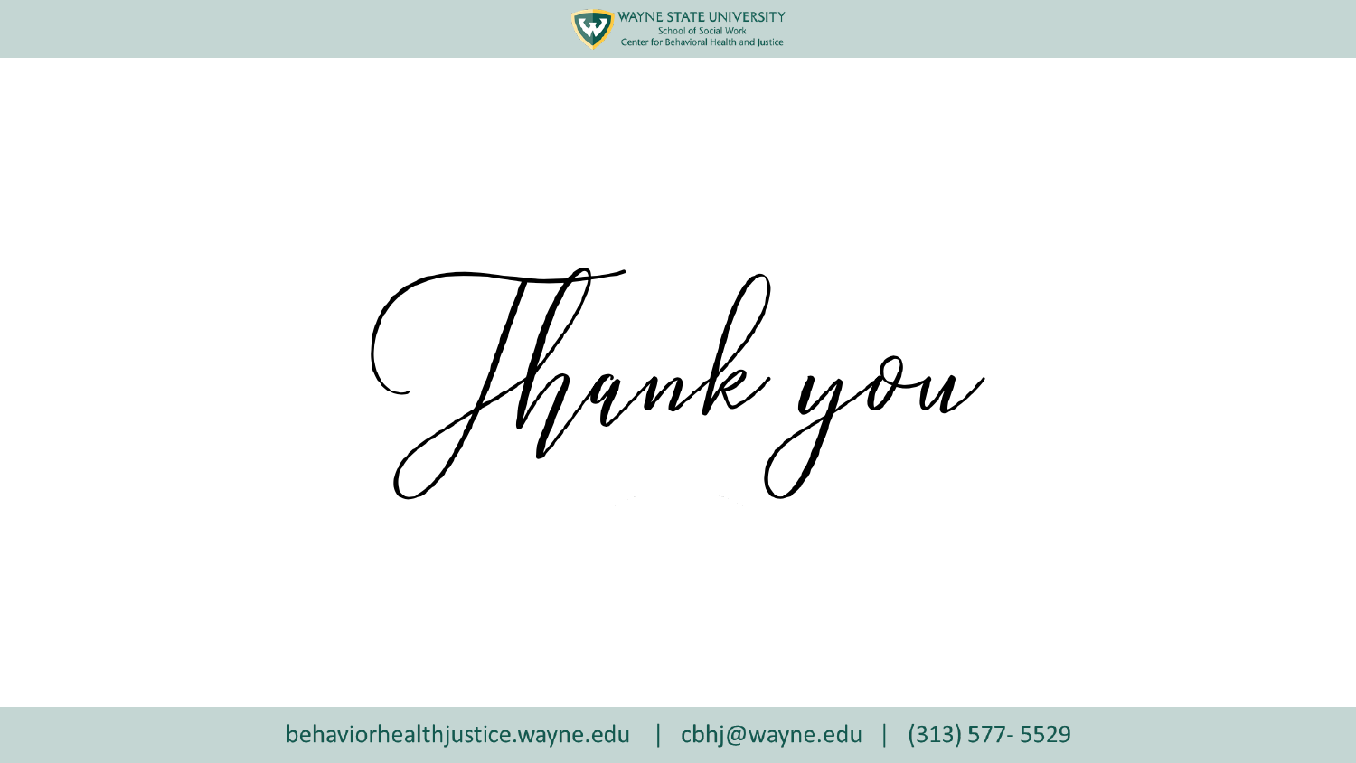WAYNE STATE UNIVERSITY
School of Social Work
Center for Behavioral Health and Justice

# Thank you

behaviorhealthjustice.wayne.edu | cbhj@wayne.edu | (313) 577- 5529